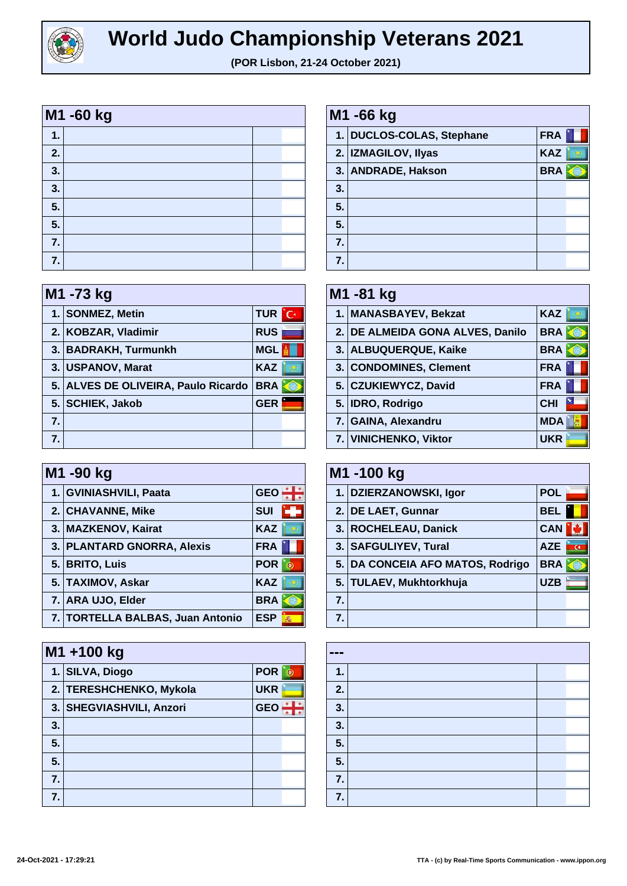# World Judo Championship Veterans 2021

**(POR Lisbon, 21-24 October 2021)**

| M1 -60 kg | | |
|---|---|---|
| 1. | | |
| 2. | | |
| 3. | | |
| 3. | | |
| 5. | | |
| 5. | | |
| 7. | | |
| 7. | | |

| M1 -66 kg | | |
|---|---|---|
| 1. | DUCLOS-COLAS, Stephane | FRA |
| 2. | IZMAGILOV, Ilyas | KAZ |
| 3. | ANDRADE, Hakson | BRA |
| 3. | | |
| 5. | | |
| 5. | | |
| 7. | | |
| 7. | | |

| M1 -73 kg | | |
|---|---|---|
| 1. | SONMEZ, Metin | TUR |
| 2. | KOBZAR, Vladimir | RUS |
| 3. | BADRAKH, Turmunkh | MGL |
| 3. | USPANOV, Marat | KAZ |
| 5. | ALVES DE OLIVEIRA, Paulo Ricardo | BRA |
| 5. | SCHIEK, Jakob | GER |
| 7. | | |
| 7. | | |

| M1 -81 kg | | |
|---|---|---|
| 1. | MANASBAYEV, Bekzat | KAZ |
| 2. | DE ALMEIDA GONA ALVES, Danilo | BRA |
| 3. | ALBUQUERQUE, Kaike | BRA |
| 3. | CONDOMINES, Clement | FRA |
| 5. | CZUKIEWYCZ, David | FRA |
| 5. | IDRO, Rodrigo | CHI |
| 7. | GAINA, Alexandru | MDA |
| 7. | VINICHENKO, Viktor | UKR |

| M1 -90 kg | | |
|---|---|---|
| 1. | GVINIASHVILI, Paata | GEO |
| 2. | CHAVANNE, Mike | SUI |
| 3. | MAZKENOV, Kairat | KAZ |
| 3. | PLANTARD GNORRA, Alexis | FRA |
| 5. | BRITO, Luis | POR |
| 5. | TAXIMOV, Askar | KAZ |
| 7. | ARA UJO, Elder | BRA |
| 7. | TORTELLA BALBAS, Juan Antonio | ESP |

| M1 -100 kg | | |
|---|---|---|
| 1. | DZIERZANOWSKI, Igor | POL |
| 2. | DE LAET, Gunnar | BEL |
| 3. | ROCHELEAU, Danick | CAN |
| 3. | SAFGULIYEV, Tural | AZE |
| 5. | DA CONCEIA AFO MATOS, Rodrigo | BRA |
| 5. | TULAEV, Mukhtorkhuja | UZB |
| 7. | | |
| 7. | | |

| M1 +100 kg | | |
|---|---|---|
| 1. | SILVA, Diogo | POR |
| 2. | TERESHCHENKO, Mykola | UKR |
| 3. | SHEGVIASHVILI, Anzori | GEO |
| 3. | | |
| 5. | | |
| 5. | | |
| 7. | | |
| 7. | | |

| --- | | |
|---|---|---|
| 1. | | |
| 2. | | |
| 3. | | |
| 3. | | |
| 5. | | |
| 5. | | |
| 7. | | |
| 7. | | |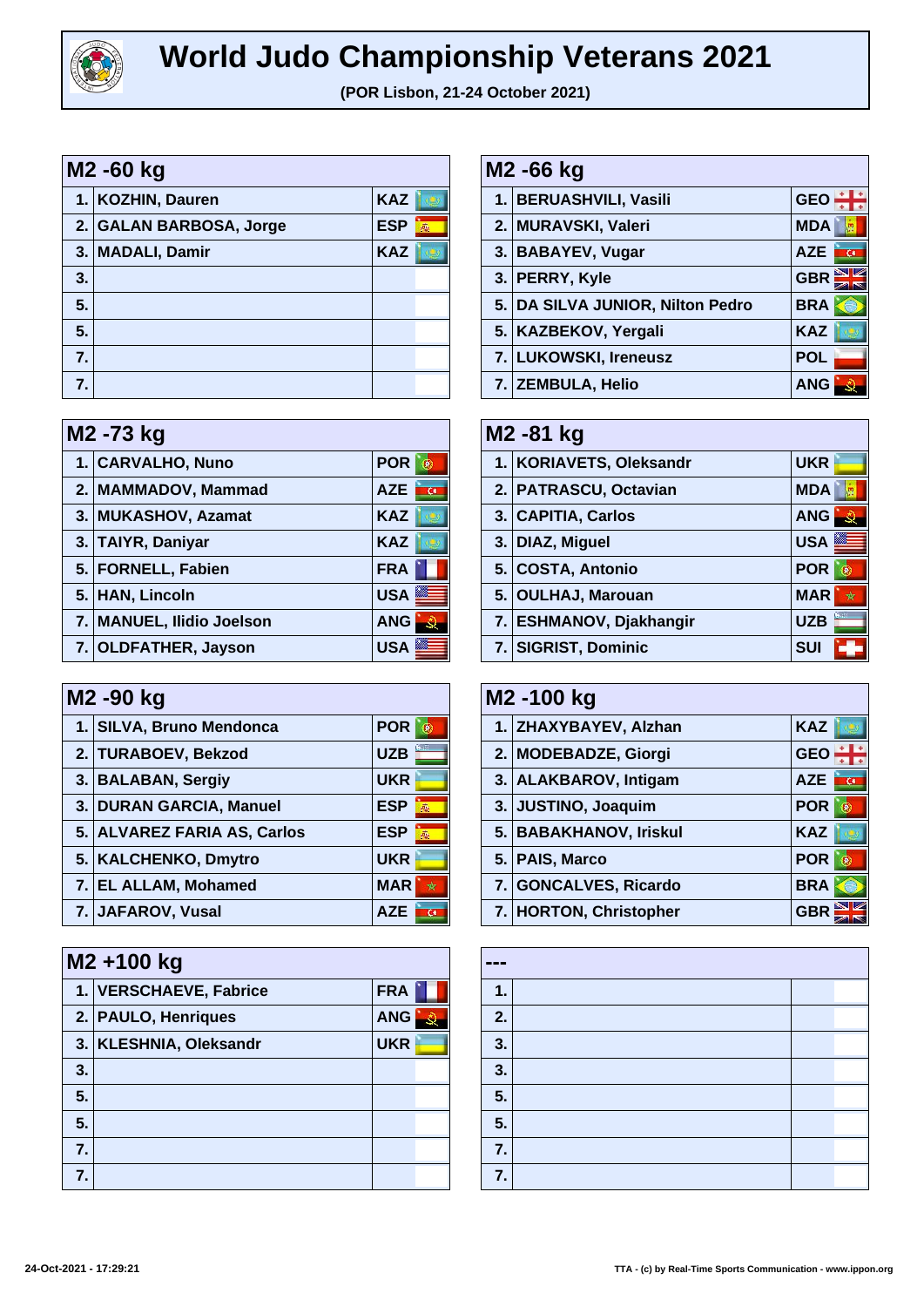# World Judo Championship Veterans 2021

**(POR Lisbon, 21-24 October 2021)**

## M2 -60 kg

| Rank | Name | Country |
|---|---|---|
| 1. | KOZHIN, Dauren | KAZ |
| 2. | GALAN BARBOSA, Jorge | ESP |
| 3. | MADALI, Damir | KAZ |
| 3. | | |
| 5. | | |
| 5. | | |
| 7. | | |
| 7. | | |

## M2 -66 kg

| Rank | Name | Country |
|---|---|---|
| 1. | BERUASHVILI, Vasili | GEO |
| 2. | MURAVSKI, Valeri | MDA |
| 3. | BABAYEV, Vugar | AZE |
| 3. | PERRY, Kyle | GBR |
| 5. | DA SILVA JUNIOR, Nilton Pedro | BRA |
| 5. | KAZBEKOV, Yergali | KAZ |
| 7. | LUKOWSKI, Ireneusz | POL |
| 7. | ZEMBULA, Helio | ANG |

## M2 -73 kg

| Rank | Name | Country |
|---|---|---|
| 1. | CARVALHO, Nuno | POR |
| 2. | MAMMADOV, Mammad | AZE |
| 3. | MUKASHOV, Azamat | KAZ |
| 3. | TAIYR, Daniyar | KAZ |
| 5. | FORNELL, Fabien | FRA |
| 5. | HAN, Lincoln | USA |
| 7. | MANUEL, Ilidio Joelson | ANG |
| 7. | OLDFATHER, Jayson | USA |

## M2 -81 kg

| Rank | Name | Country |
|---|---|---|
| 1. | KORIAVETS, Oleksandr | UKR |
| 2. | PATRASCU, Octavian | MDA |
| 3. | CAPITIA, Carlos | ANG |
| 3. | DIAZ, Miguel | USA |
| 5. | COSTA, Antonio | POR |
| 5. | OULHAJ, Marouan | MAR |
| 7. | ESHMANOV, Djakhangir | UZB |
| 7. | SIGRIST, Dominic | SUI |

## M2 -90 kg

| Rank | Name | Country |
|---|---|---|
| 1. | SILVA, Bruno Mendonca | POR |
| 2. | TURABOEV, Bekzod | UZB |
| 3. | BALABAN, Sergiy | UKR |
| 3. | DURAN GARCIA, Manuel | ESP |
| 5. | ALVAREZ FARIA AS, Carlos | ESP |
| 5. | KALCHENKO, Dmytro | UKR |
| 7. | EL ALLAM, Mohamed | MAR |
| 7. | JAFAROV, Vusal | AZE |

## M2 -100 kg

| Rank | Name | Country |
|---|---|---|
| 1. | ZHAXYBAYEV, Alzhan | KAZ |
| 2. | MODEBADZE, Giorgi | GEO |
| 3. | ALAKBAROV, Intigam | AZE |
| 3. | JUSTINO, Joaquim | POR |
| 5. | BABAKHANOV, Iriskul | KAZ |
| 5. | PAIS, Marco | POR |
| 7. | GONCALVES, Ricardo | BRA |
| 7. | HORTON, Christopher | GBR |

## M2 +100 kg

| Rank | Name | Country |
|---|---|---|
| 1. | VERSCHAEVE, Fabrice | FRA |
| 2. | PAULO, Henriques | ANG |
| 3. | KLESHNIA, Oleksandr | UKR |
| 3. | | |
| 5. | | |
| 5. | | |
| 7. | | |
| 7. | | |

## ---

| Rank | Name | Country |
|---|---|---|
| 1. | | |
| 2. | | |
| 3. | | |
| 3. | | |
| 5. | | |
| 5. | | |
| 7. | | |
| 7. | | |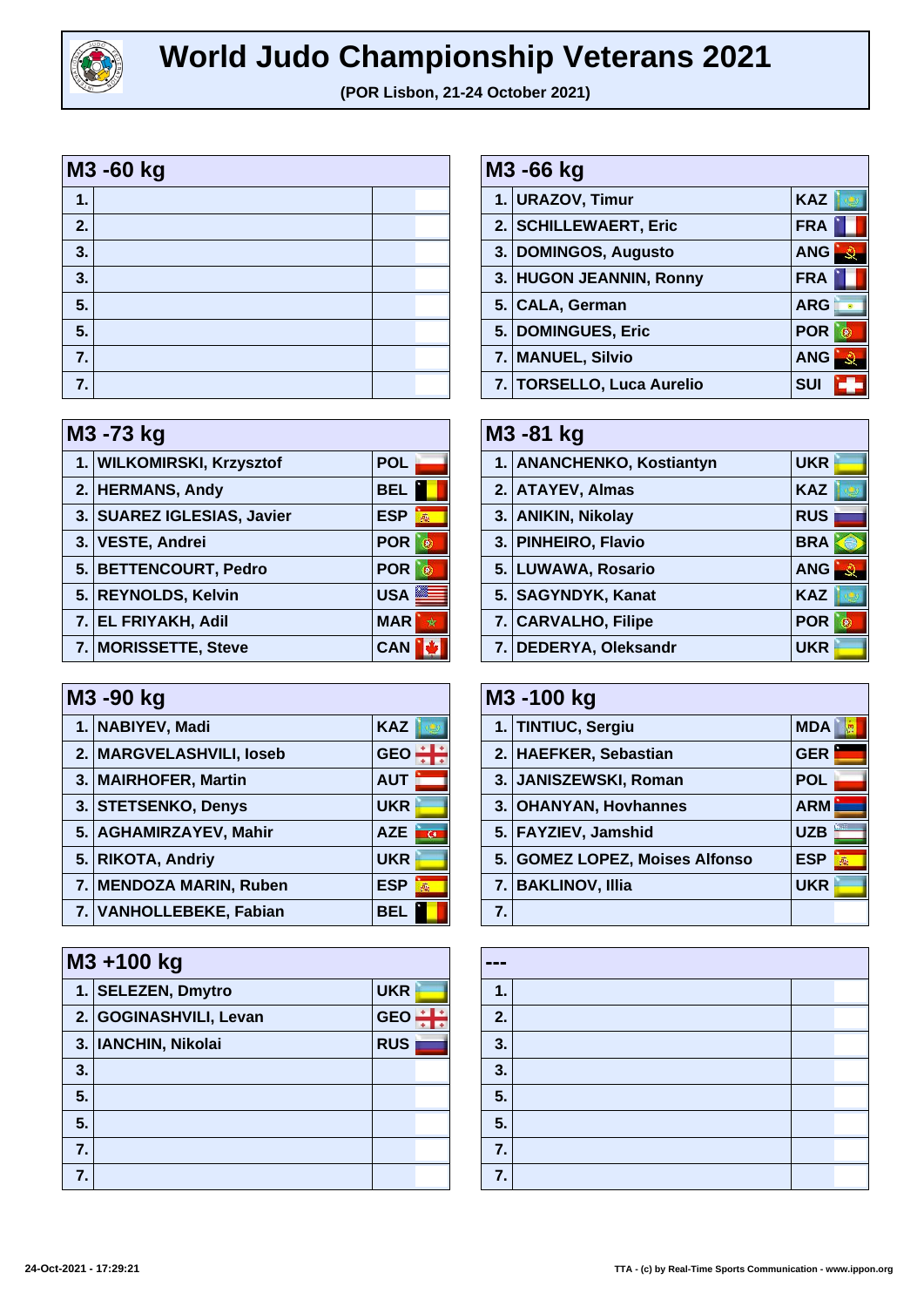# World Judo Championship Veterans 2021

**(POR Lisbon, 21-24 October 2021)**

## M3 -60 kg

| Rank | Name | Country |
|---|---|---|
| 1. | | |
| 2. | | |
| 3. | | |
| 3. | | |
| 5. | | |
| 5. | | |
| 7. | | |
| 7. | | |

## M3 -66 kg

| Rank | Name | Country |
|---|---|---|
| 1. | URAZOV, Timur | KAZ |
| 2. | SCHILLEWAERT, Eric | FRA |
| 3. | DOMINGOS, Augusto | ANG |
| 3. | HUGON JEANNIN, Ronny | FRA |
| 5. | CALA, German | ARG |
| 5. | DOMINGUES, Eric | POR |
| 7. | MANUEL, Silvio | ANG |
| 7. | TORSELLO, Luca Aurelio | SUI |

## M3 -73 kg

| Rank | Name | Country |
|---|---|---|
| 1. | WILKOMIRSKI, Krzysztof | POL |
| 2. | HERMANS, Andy | BEL |
| 3. | SUAREZ IGLESIAS, Javier | ESP |
| 3. | VESTE, Andrei | POR |
| 5. | BETTENCOURT, Pedro | POR |
| 5. | REYNOLDS, Kelvin | USA |
| 7. | EL FRIYAKH, Adil | MAR |
| 7. | MORISSETTE, Steve | CAN |

## M3 -81 kg

| Rank | Name | Country |
|---|---|---|
| 1. | ANANCHENKO, Kostiantyn | UKR |
| 2. | ATAYEV, Almas | KAZ |
| 3. | ANIKIN, Nikolay | RUS |
| 3. | PINHEIRO, Flavio | BRA |
| 5. | LUWAWA, Rosario | ANG |
| 5. | SAGYNDYK, Kanat | KAZ |
| 7. | CARVALHO, Filipe | POR |
| 7. | DEDERYA, Oleksandr | UKR |

## M3 -90 kg

| Rank | Name | Country |
|---|---|---|
| 1. | NABIYEV, Madi | KAZ |
| 2. | MARGVELASHVILI, Ioseb | GEO |
| 3. | MAIRHOFER, Martin | AUT |
| 3. | STETSENKO, Denys | UKR |
| 5. | AGHAMIRZAYEV, Mahir | AZE |
| 5. | RIKOTA, Andriy | UKR |
| 7. | MENDOZA MARIN, Ruben | ESP |
| 7. | VANHOLLEBEKE, Fabian | BEL |

## M3 -100 kg

| Rank | Name | Country |
|---|---|---|
| 1. | TINTIUC, Sergiu | MDA |
| 2. | HAEFKER, Sebastian | GER |
| 3. | JANISZEWSKI, Roman | POL |
| 3. | OHANYAN, Hovhannes | ARM |
| 5. | FAYZIEV, Jamshid | UZB |
| 5. | GOMEZ LOPEZ, Moises Alfonso | ESP |
| 7. | BAKLINOV, Illia | UKR |
| 7. | | |

## M3 +100 kg

| Rank | Name | Country |
|---|---|---|
| 1. | SELEZEN, Dmytro | UKR |
| 2. | GOGINASHVILI, Levan | GEO |
| 3. | IANCHIN, Nikolai | RUS |
| 3. | | |
| 5. | | |
| 5. | | |
| 7. | | |
| 7. | | |

## ---

| Rank | Name | Country |
|---|---|---|
| 1. | | |
| 2. | | |
| 3. | | |
| 3. | | |
| 5. | | |
| 5. | | |
| 7. | | |
| 7. | | |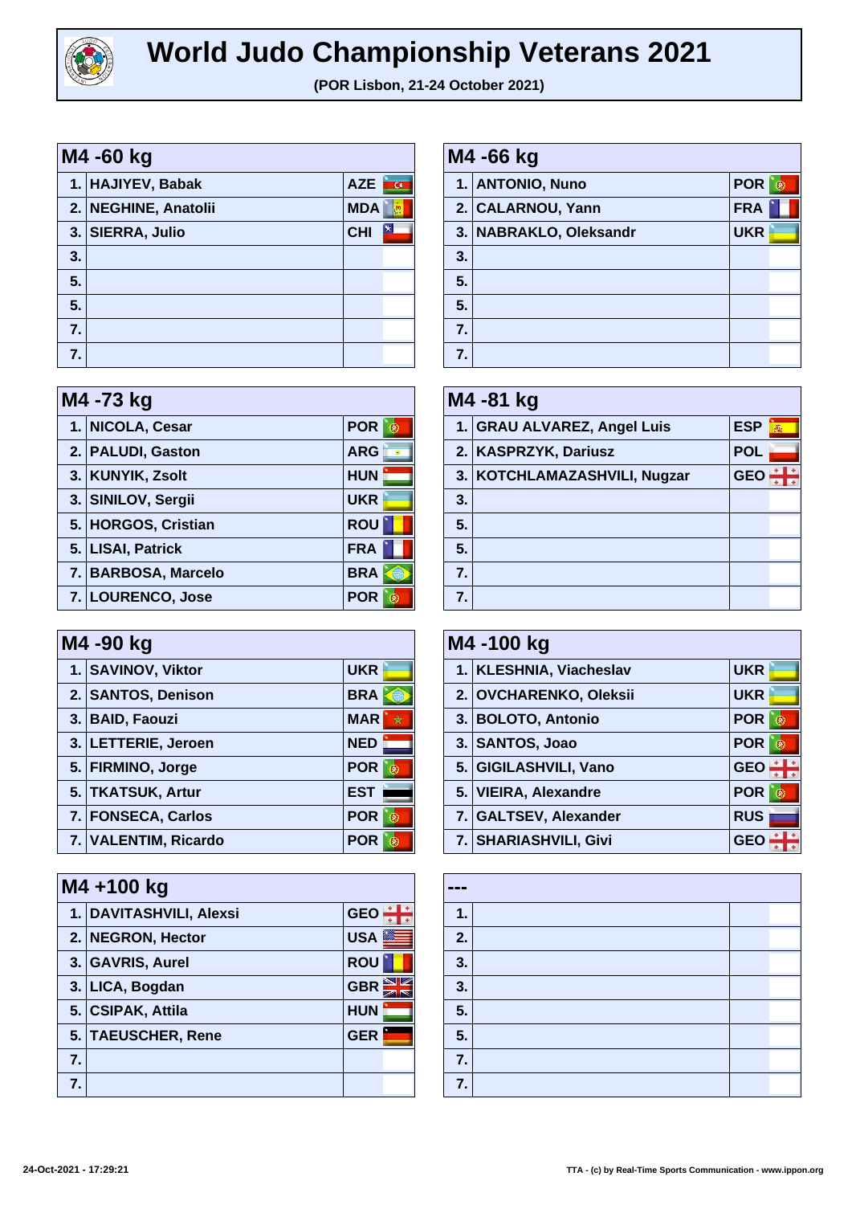# World Judo Championship Veterans 2021

**(POR Lisbon, 21-24 October 2021)**

## M4 -60 kg

| | | |
|---|---|---|
| 1. | HAJIYEV, Babak | AZE |
| 2. | NEGHINE, Anatolii | MDA |
| 3. | SIERRA, Julio | CHI |
| 3. | | |
| 5. | | |
| 5. | | |
| 7. | | |
| 7. | | |

## M4 -66 kg

| | | |
|---|---|---|
| 1. | ANTONIO, Nuno | POR |
| 2. | CALARNOU, Yann | FRA |
| 3. | NABRAKLO, Oleksandr | UKR |
| 3. | | |
| 5. | | |
| 5. | | |
| 7. | | |
| 7. | | |

## M4 -73 kg

| | | |
|---|---|---|
| 1. | NICOLA, Cesar | POR |
| 2. | PALUDI, Gaston | ARG |
| 3. | KUNYIK, Zsolt | HUN |
| 3. | SINILOV, Sergii | UKR |
| 5. | HORGOS, Cristian | ROU |
| 5. | LISAI, Patrick | FRA |
| 7. | BARBOSA, Marcelo | BRA |
| 7. | LOURENCO, Jose | POR |

## M4 -81 kg

| | | |
|---|---|---|
| 1. | GRAU ALVAREZ, Angel Luis | ESP |
| 2. | KASPRZYK, Dariusz | POL |
| 3. | KOTCHLAMAZASHVILI, Nugzar | GEO |
| 3. | | |
| 5. | | |
| 5. | | |
| 7. | | |
| 7. | | |

## M4 -90 kg

| | | |
|---|---|---|
| 1. | SAVINOV, Viktor | UKR |
| 2. | SANTOS, Denison | BRA |
| 3. | BAID, Faouzi | MAR |
| 3. | LETTERIE, Jeroen | NED |
| 5. | FIRMINO, Jorge | POR |
| 5. | TKATSUK, Artur | EST |
| 7. | FONSECA, Carlos | POR |
| 7. | VALENTIM, Ricardo | POR |

## M4 -100 kg

| | | |
|---|---|---|
| 1. | KLESHNIA, Viacheslav | UKR |
| 2. | OVCHARENKO, Oleksii | UKR |
| 3. | BOLOTO, Antonio | POR |
| 3. | SANTOS, Joao | POR |
| 5. | GIGILASHVILI, Vano | GEO |
| 5. | VIEIRA, Alexandre | POR |
| 7. | GALTSEV, Alexander | RUS |
| 7. | SHARIASHVILI, Givi | GEO |

## M4 +100 kg

| | | |
|---|---|---|
| 1. | DAVITASHVILI, Alexsi | GEO |
| 2. | NEGRON, Hector | USA |
| 3. | GAVRIS, Aurel | ROU |
| 3. | LICA, Bogdan | GBR |
| 5. | CSIPAK, Attila | HUN |
| 5. | TAEUSCHER, Rene | GER |
| 7. | | |
| 7. | | |

## ---

| | | |
|---|---|---|
| 1. | | |
| 2. | | |
| 3. | | |
| 3. | | |
| 5. | | |
| 5. | | |
| 7. | | |
| 7. | | |

24-Oct-2021 - 17:29:21

TTA - (c) by Real-Time Sports Communication - www.ippon.org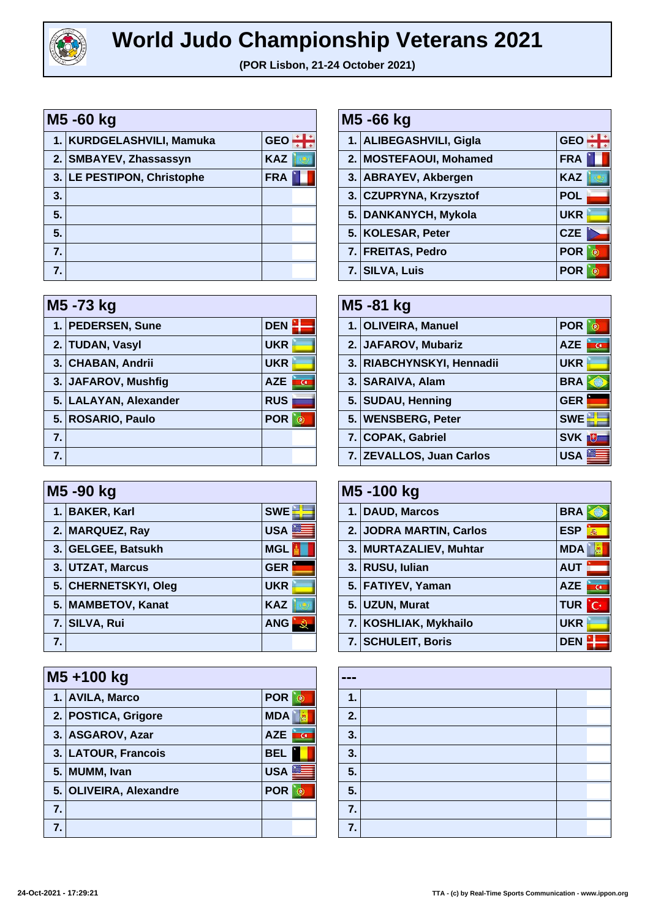# World Judo Championship Veterans 2021

**(POR Lisbon, 21-24 October 2021)**

## M5 -60 kg

| Rank | Name | Country |
|---|---|---|
| 1. | KURDGELASHVILI, Mamuka | GEO |
| 2. | SMBAYEV, Zhassassyn | KAZ |
| 3. | LE PESTIPON, Christophe | FRA |
| 3. | | |
| 5. | | |
| 5. | | |
| 7. | | |
| 7. | | |

## M5 -66 kg

| Rank | Name | Country |
|---|---|---|
| 1. | ALIBEGASHVILI, Gigla | GEO |
| 2. | MOSTEFAOUI, Mohamed | FRA |
| 3. | ABRAYEV, Akbergen | KAZ |
| 3. | CZUPRYNA, Krzysztof | POL |
| 5. | DANKANYCH, Mykola | UKR |
| 5. | KOLESAR, Peter | CZE |
| 7. | FREITAS, Pedro | POR |
| 7. | SILVA, Luis | POR |

## M5 -73 kg

| Rank | Name | Country |
|---|---|---|
| 1. | PEDERSEN, Sune | DEN |
| 2. | TUDAN, Vasyl | UKR |
| 3. | CHABAN, Andrii | UKR |
| 3. | JAFAROV, Mushfig | AZE |
| 5. | LALAYAN, Alexander | RUS |
| 5. | ROSARIO, Paulo | POR |
| 7. | | |
| 7. | | |

## M5 -81 kg

| Rank | Name | Country |
|---|---|---|
| 1. | OLIVEIRA, Manuel | POR |
| 2. | JAFAROV, Mubariz | AZE |
| 3. | RIABCHYNSKYI, Hennadii | UKR |
| 3. | SARAIVA, Alam | BRA |
| 5. | SUDAU, Henning | GER |
| 5. | WENSBERG, Peter | SWE |
| 7. | COPAK, Gabriel | SVK |
| 7. | ZEVALLOS, Juan Carlos | USA |

## M5 -90 kg

| Rank | Name | Country |
|---|---|---|
| 1. | BAKER, Karl | SWE |
| 2. | MARQUEZ, Ray | USA |
| 3. | GELGEE, Batsukh | MGL |
| 3. | UTZAT, Marcus | GER |
| 5. | CHERNETSKYI, Oleg | UKR |
| 5. | MAMBETOV, Kanat | KAZ |
| 7. | SILVA, Rui | ANG |
| 7. | | |

## M5 -100 kg

| Rank | Name | Country |
|---|---|---|
| 1. | DAUD, Marcos | BRA |
| 2. | JODRA MARTIN, Carlos | ESP |
| 3. | MURTAZALIEV, Muhtar | MDA |
| 3. | RUSU, Iulian | AUT |
| 5. | FATIYEV, Yaman | AZE |
| 5. | UZUN, Murat | TUR |
| 7. | KOSHLIAK, Mykhailo | UKR |
| 7. | SCHULEIT, Boris | DEN |

## M5 +100 kg

| Rank | Name | Country |
|---|---|---|
| 1. | AVILA, Marco | POR |
| 2. | POSTICA, Grigore | MDA |
| 3. | ASGAROV, Azar | AZE |
| 3. | LATOUR, Francois | BEL |
| 5. | MUMM, Ivan | USA |
| 5. | OLIVEIRA, Alexandre | POR |
| 7. | | |
| 7. | | |

## ---

| Rank | Name | Country |
|---|---|---|
| 1. | | |
| 2. | | |
| 3. | | |
| 3. | | |
| 5. | | |
| 5. | | |
| 7. | | |
| 7. | | |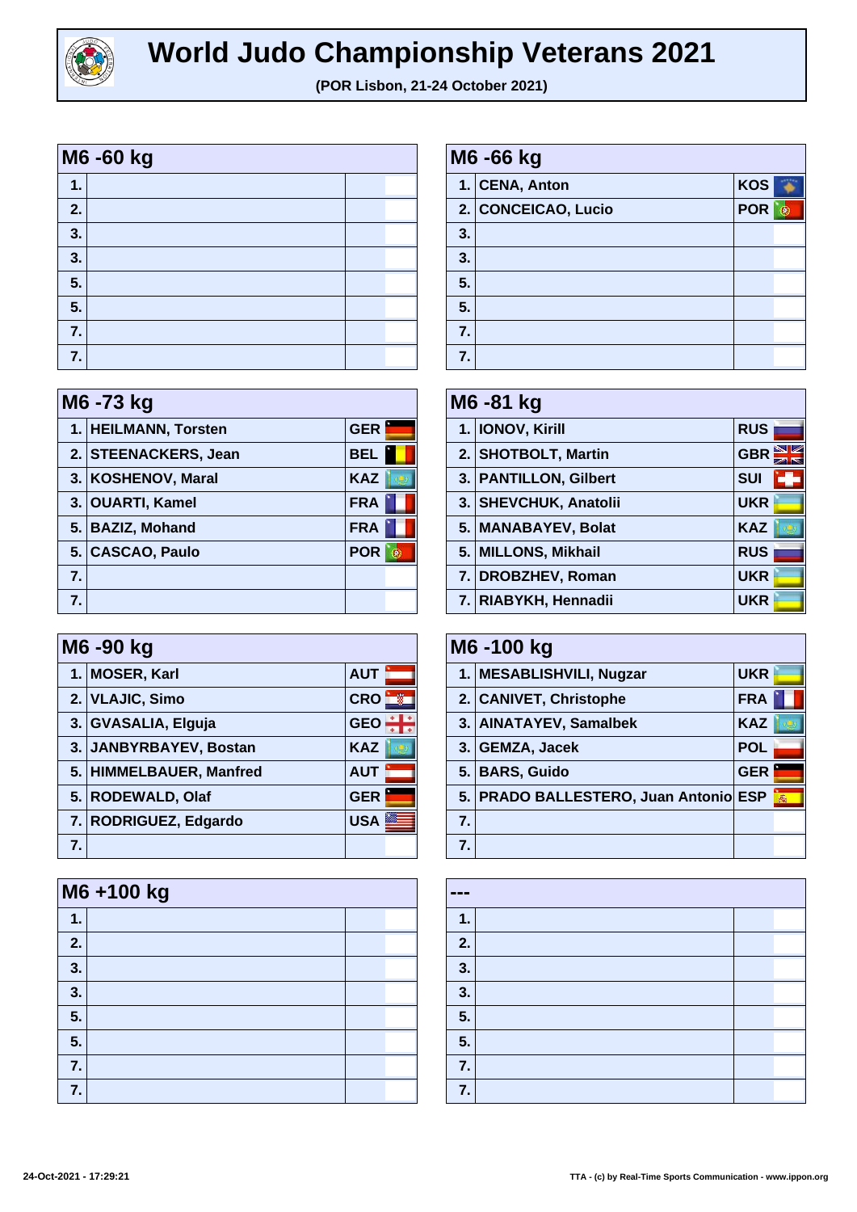# World Judo Championship Veterans 2021

**(POR Lisbon, 21-24 October 2021)**

## M6 -60 kg

| | | |
|---|---|---|
| 1. | | |
| 2. | | |
| 3. | | |
| 3. | | |
| 5. | | |
| 5. | | |
| 7. | | |
| 7. | | |

## M6 -66 kg

| | | |
|---|---|---|
| 1. | CENA, Anton | KOS |
| 2. | CONCEICAO, Lucio | POR |
| 3. | | |
| 3. | | |
| 5. | | |
| 5. | | |
| 7. | | |
| 7. | | |

## M6 -73 kg

| | | |
|---|---|---|
| 1. | HEILMANN, Torsten | GER |
| 2. | STEENACKERS, Jean | BEL |
| 3. | KOSHENOV, Maral | KAZ |
| 3. | OUARTI, Kamel | FRA |
| 5. | BAZIZ, Mohand | FRA |
| 5. | CASCAO, Paulo | POR |
| 7. | | |
| 7. | | |

## M6 -81 kg

| | | |
|---|---|---|
| 1. | IONOV, Kirill | RUS |
| 2. | SHOTBOLT, Martin | GBR |
| 3. | PANTILLON, Gilbert | SUI |
| 3. | SHEVCHUK, Anatolii | UKR |
| 5. | MANABAYEV, Bolat | KAZ |
| 5. | MILLONS, Mikhail | RUS |
| 7. | DROBZHEV, Roman | UKR |
| 7. | RIABYKH, Hennadii | UKR |

## M6 -90 kg

| | | |
|---|---|---|
| 1. | MOSER, Karl | AUT |
| 2. | VLAJIC, Simo | CRO |
| 3. | GVASALIA, Elguja | GEO |
| 3. | JANBYRBAYEV, Bostan | KAZ |
| 5. | HIMMELBAUER, Manfred | AUT |
| 5. | RODEWALD, Olaf | GER |
| 7. | RODRIGUEZ, Edgardo | USA |
| 7. | | |

## M6 -100 kg

| | | |
|---|---|---|
| 1. | MESABLISHVILI, Nugzar | UKR |
| 2. | CANIVET, Christophe | FRA |
| 3. | AINATAYEV, Samalbek | KAZ |
| 3. | GEMZA, Jacek | POL |
| 5. | BARS, Guido | GER |
| 5. | PRADO BALLESTERO, Juan Antonio | ESP |
| 7. | | |
| 7. | | |

## M6 +100 kg

| | | |
|---|---|---|
| 1. | | |
| 2. | | |
| 3. | | |
| 3. | | |
| 5. | | |
| 5. | | |
| 7. | | |
| 7. | | |

## ---

| | | |
|---|---|---|
| 1. | | |
| 2. | | |
| 3. | | |
| 3. | | |
| 5. | | |
| 5. | | |
| 7. | | |
| 7. | | |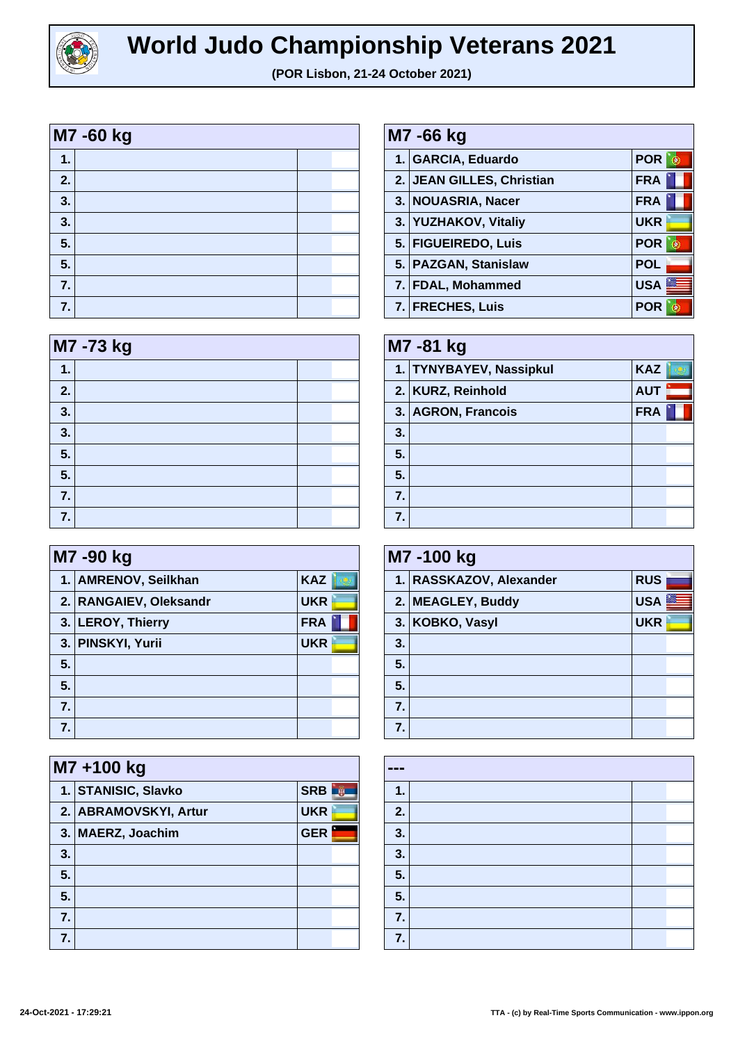# World Judo Championship Veterans 2021

**(POR Lisbon, 21-24 October 2021)**

| M7 -60 kg | | |
|---|---|---|
| 1. | | |
| 2. | | |
| 3. | | |
| 3. | | |
| 5. | | |
| 5. | | |
| 7. | | |
| 7. | | |

| M7 -66 kg | | |
|---|---|---|
| 1. | GARCIA, Eduardo | POR |
| 2. | JEAN GILLES, Christian | FRA |
| 3. | NOUASRIA, Nacer | FRA |
| 3. | YUZHAKOV, Vitaliy | UKR |
| 5. | FIGUEIREDO, Luis | POR |
| 5. | PAZGAN, Stanislaw | POL |
| 7. | FDAL, Mohammed | USA |
| 7. | FRECHES, Luis | POR |

| M7 -73 kg | | |
|---|---|---|
| 1. | | |
| 2. | | |
| 3. | | |
| 3. | | |
| 5. | | |
| 5. | | |
| 7. | | |
| 7. | | |

| M7 -81 kg | | |
|---|---|---|
| 1. | TYNYBAYEV, Nassipkul | KAZ |
| 2. | KURZ, Reinhold | AUT |
| 3. | AGRON, Francois | FRA |
| 3. | | |
| 5. | | |
| 5. | | |
| 7. | | |
| 7. | | |

| M7 -90 kg | | |
|---|---|---|
| 1. | AMRENOV, Seilkhan | KAZ |
| 2. | RANGAIEV, Oleksandr | UKR |
| 3. | LEROY, Thierry | FRA |
| 3. | PINSKYI, Yurii | UKR |
| 5. | | |
| 5. | | |
| 7. | | |
| 7. | | |

| M7 -100 kg | | |
|---|---|---|
| 1. | RASSKAZOV, Alexander | RUS |
| 2. | MEAGLEY, Buddy | USA |
| 3. | KOBKO, Vasyl | UKR |
| 3. | | |
| 5. | | |
| 5. | | |
| 7. | | |
| 7. | | |

| M7 +100 kg | | |
|---|---|---|
| 1. | STANISIC, Slavko | SRB |
| 2. | ABRAMOVSKYI, Artur | UKR |
| 3. | MAERZ, Joachim | GER |
| 3. | | |
| 5. | | |
| 5. | | |
| 7. | | |
| 7. | | |

| --- | | |
|---|---|---|
| 1. | | |
| 2. | | |
| 3. | | |
| 3. | | |
| 5. | | |
| 5. | | |
| 7. | | |
| 7. | | |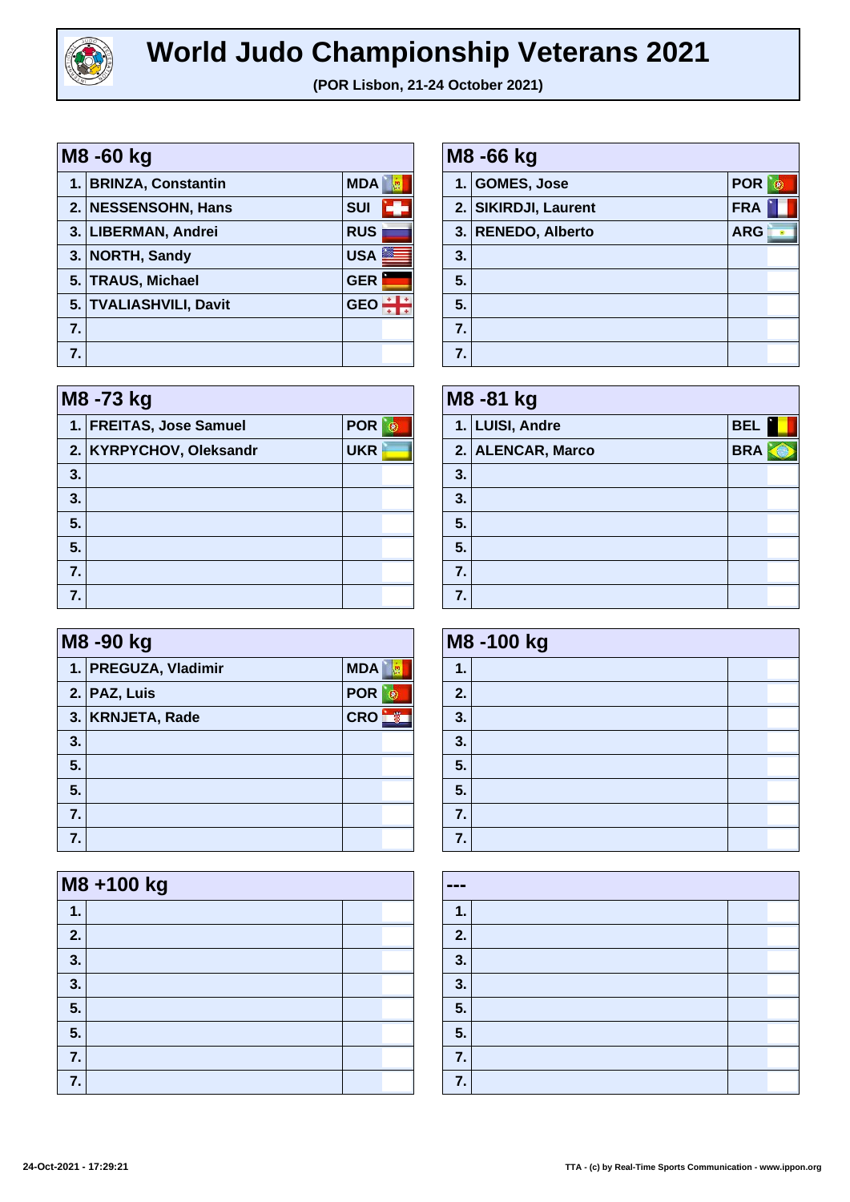# World Judo Championship Veterans 2021

**(POR Lisbon, 21-24 October 2021)**

| M8 -60 kg | | |
|---|---|---|
| 1. | BRINZA, Constantin | MDA |
| 2. | NESSENSOHN, Hans | SUI |
| 3. | LIBERMAN, Andrei | RUS |
| 3. | NORTH, Sandy | USA |
| 5. | TRAUS, Michael | GER |
| 5. | TVALIASHVILI, Davit | GEO |
| 7. | | |
| 7. | | |

| M8 -66 kg | | |
|---|---|---|
| 1. | GOMES, Jose | POR |
| 2. | SIKIRDJI, Laurent | FRA |
| 3. | RENEDO, Alberto | ARG |
| 3. | | |
| 5. | | |
| 5. | | |
| 7. | | |
| 7. | | |

| M8 -73 kg | | |
|---|---|---|
| 1. | FREITAS, Jose Samuel | POR |
| 2. | KYRPYCHOV, Oleksandr | UKR |
| 3. | | |
| 3. | | |
| 5. | | |
| 5. | | |
| 7. | | |
| 7. | | |

| M8 -81 kg | | |
|---|---|---|
| 1. | LUISI, Andre | BEL |
| 2. | ALENCAR, Marco | BRA |
| 3. | | |
| 3. | | |
| 5. | | |
| 5. | | |
| 7. | | |
| 7. | | |

| M8 -90 kg | | |
|---|---|---|
| 1. | PREGUZA, Vladimir | MDA |
| 2. | PAZ, Luis | POR |
| 3. | KRNJETA, Rade | CRO |
| 3. | | |
| 5. | | |
| 5. | | |
| 7. | | |
| 7. | | |

| M8 -100 kg | | |
|---|---|---|
| 1. | | |
| 2. | | |
| 3. | | |
| 3. | | |
| 5. | | |
| 5. | | |
| 7. | | |
| 7. | | |

| M8 +100 kg | | |
|---|---|---|
| 1. | | |
| 2. | | |
| 3. | | |
| 3. | | |
| 5. | | |
| 5. | | |
| 7. | | |
| 7. | | |

| --- | | |
|---|---|---|
| 1. | | |
| 2. | | |
| 3. | | |
| 3. | | |
| 5. | | |
| 5. | | |
| 7. | | |
| 7. | | |

24-Oct-2021 - 17:29:21

TTA - (c) by Real-Time Sports Communication - www.ippon.org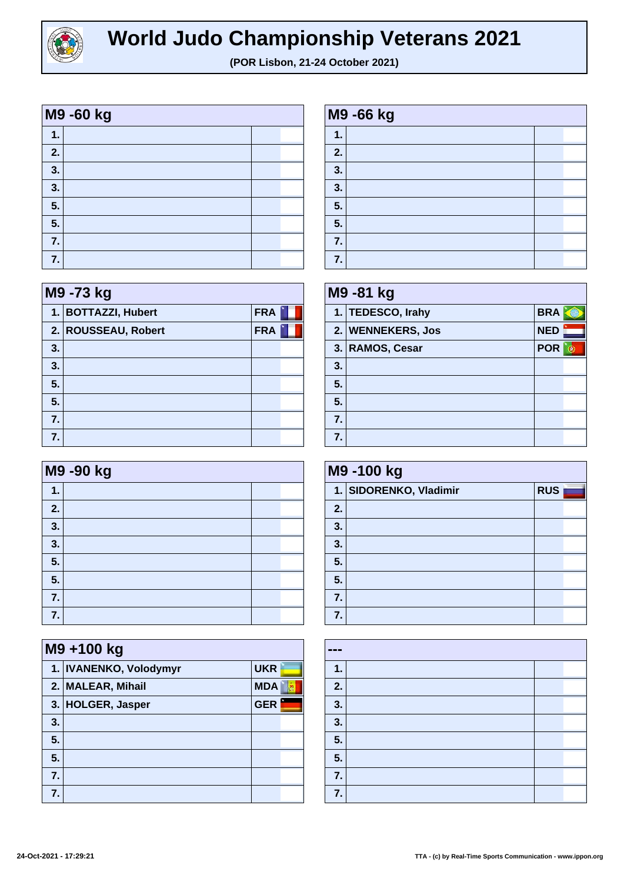# World Judo Championship Veterans 2021

**(POR Lisbon, 21-24 October 2021)**

| M9 -60 kg | | |
|---|---|---|
| 1. | | |
| 2. | | |
| 3. | | |
| 3. | | |
| 5. | | |
| 5. | | |
| 7. | | |
| 7. | | |

| M9 -66 kg | | |
|---|---|---|
| 1. | | |
| 2. | | |
| 3. | | |
| 3. | | |
| 5. | | |
| 5. | | |
| 7. | | |
| 7. | | |

| M9 -73 kg | | |
|---|---|---|
| 1. | BOTTAZZI, Hubert | FRA |
| 2. | ROUSSEAU, Robert | FRA |
| 3. | | |
| 3. | | |
| 5. | | |
| 5. | | |
| 7. | | |
| 7. | | |

| M9 -81 kg | | |
|---|---|---|
| 1. | TEDESCO, Irahy | BRA |
| 2. | WENNEKERS, Jos | NED |
| 3. | RAMOS, Cesar | POR |
| 3. | | |
| 5. | | |
| 5. | | |
| 7. | | |
| 7. | | |

| M9 -90 kg | | |
|---|---|---|
| 1. | | |
| 2. | | |
| 3. | | |
| 3. | | |
| 5. | | |
| 5. | | |
| 7. | | |
| 7. | | |

| M9 -100 kg | | |
|---|---|---|
| 1. | SIDORENKO, Vladimir | RUS |
| 2. | | |
| 3. | | |
| 3. | | |
| 5. | | |
| 5. | | |
| 7. | | |
| 7. | | |

| M9 +100 kg | | |
|---|---|---|
| 1. | IVANENKO, Volodymyr | UKR |
| 2. | MALEAR, Mihail | MDA |
| 3. | HOLGER, Jasper | GER |
| 3. | | |
| 5. | | |
| 5. | | |
| 7. | | |
| 7. | | |

| --- | | |
|---|---|---|
| 1. | | |
| 2. | | |
| 3. | | |
| 3. | | |
| 5. | | |
| 5. | | |
| 7. | | |
| 7. | | |

24-Oct-2021 - 17:29:21

TTA - (c) by Real-Time Sports Communication - www.ippon.org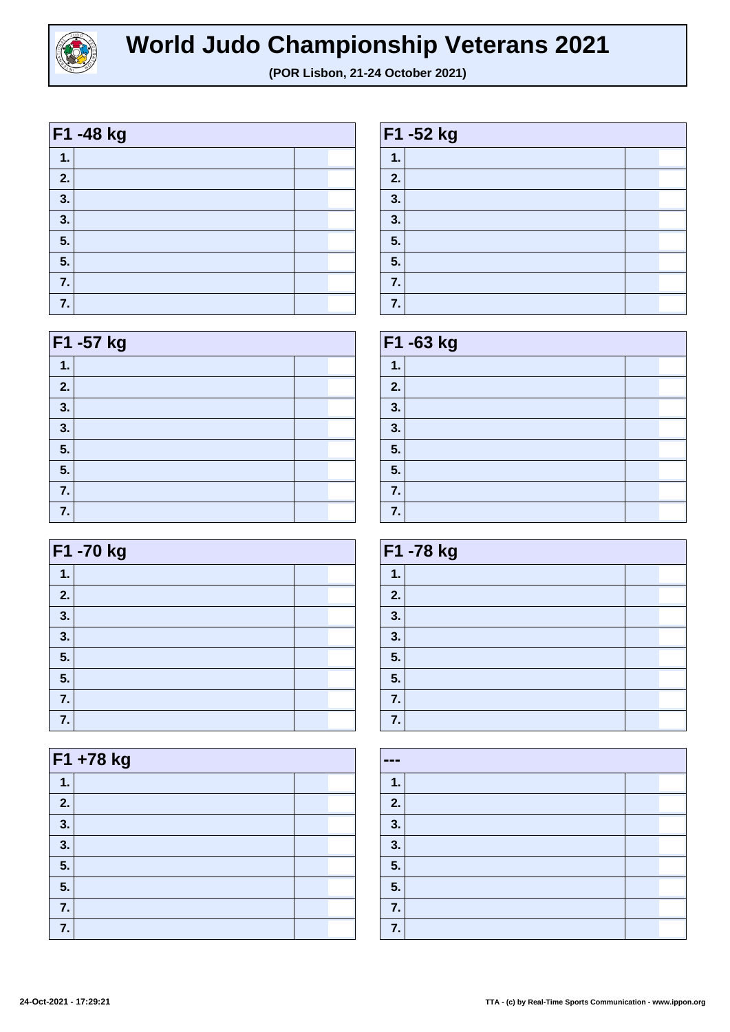# World Judo Championship Veterans 2021

**(POR Lisbon, 21-24 October 2021)**

| F1 -48 kg | | |
|---|---|---|
| 1. | | |
| 2. | | |
| 3. | | |
| 3. | | |
| 5. | | |
| 5. | | |
| 7. | | |
| 7. | | |

| F1 -52 kg | | |
|---|---|---|
| 1. | | |
| 2. | | |
| 3. | | |
| 3. | | |
| 5. | | |
| 5. | | |
| 7. | | |
| 7. | | |

| F1 -57 kg | | |
|---|---|---|
| 1. | | |
| 2. | | |
| 3. | | |
| 3. | | |
| 5. | | |
| 5. | | |
| 7. | | |
| 7. | | |

| F1 -63 kg | | |
|---|---|---|
| 1. | | |
| 2. | | |
| 3. | | |
| 3. | | |
| 5. | | |
| 5. | | |
| 7. | | |
| 7. | | |

| F1 -70 kg | | |
|---|---|---|
| 1. | | |
| 2. | | |
| 3. | | |
| 3. | | |
| 5. | | |
| 5. | | |
| 7. | | |
| 7. | | |

| F1 -78 kg | | |
|---|---|---|
| 1. | | |
| 2. | | |
| 3. | | |
| 3. | | |
| 5. | | |
| 5. | | |
| 7. | | |
| 7. | | |

| F1 +78 kg | | |
|---|---|---|
| 1. | | |
| 2. | | |
| 3. | | |
| 3. | | |
| 5. | | |
| 5. | | |
| 7. | | |
| 7. | | |

| --- | | |
|---|---|---|
| 1. | | |
| 2. | | |
| 3. | | |
| 3. | | |
| 5. | | |
| 5. | | |
| 7. | | |
| 7. | | |

24-Oct-2021 - 17:29:21

TTA - (c) by Real-Time Sports Communication - www.ippon.org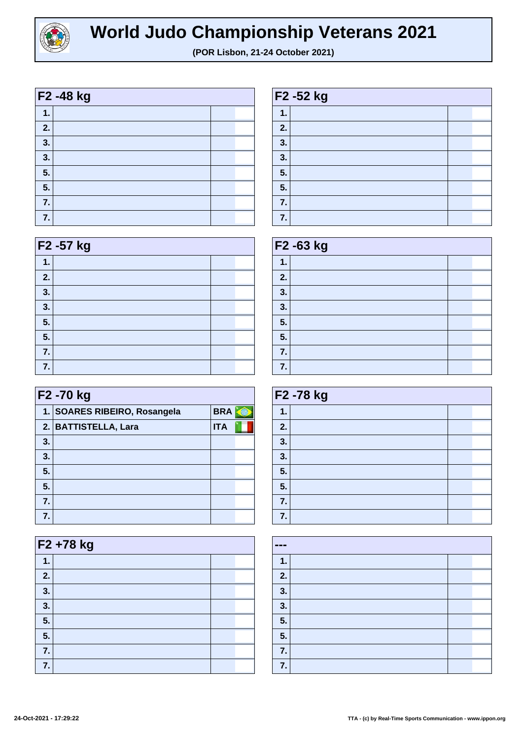# World Judo Championship Veterans 2021

**(POR Lisbon, 21-24 October 2021)**

## F2 -48 kg

| | | |
|---|---|---|
| 1. | | |
| 2. | | |
| 3. | | |
| 3. | | |
| 5. | | |
| 5. | | |
| 7. | | |
| 7. | | |

## F2 -52 kg

| | | |
|---|---|---|
| 1. | | |
| 2. | | |
| 3. | | |
| 3. | | |
| 5. | | |
| 5. | | |
| 7. | | |
| 7. | | |

## F2 -57 kg

| | | |
|---|---|---|
| 1. | | |
| 2. | | |
| 3. | | |
| 3. | | |
| 5. | | |
| 5. | | |
| 7. | | |
| 7. | | |

## F2 -63 kg

| | | |
|---|---|---|
| 1. | | |
| 2. | | |
| 3. | | |
| 3. | | |
| 5. | | |
| 5. | | |
| 7. | | |
| 7. | | |

## F2 -70 kg

| | | |
|---|---|---|
| 1. | **SOARES RIBEIRO, Rosangela** | **BRA** |
| 2. | **BATTISTELLA, Lara** | **ITA** |
| 3. | | |
| 3. | | |
| 5. | | |
| 5. | | |
| 7. | | |
| 7. | | |

## F2 -78 kg

| | | |
|---|---|---|
| 1. | | |
| 2. | | |
| 3. | | |
| 3. | | |
| 5. | | |
| 5. | | |
| 7. | | |
| 7. | | |

## F2 +78 kg

| | | |
|---|---|---|
| 1. | | |
| 2. | | |
| 3. | | |
| 3. | | |
| 5. | | |
| 5. | | |
| 7. | | |
| 7. | | |

## ---

| | | |
|---|---|---|
| 1. | | |
| 2. | | |
| 3. | | |
| 3. | | |
| 5. | | |
| 5. | | |
| 7. | | |
| 7. | | |

24-Oct-2021 - 17:29:22

TTA - (c) by Real-Time Sports Communication - www.ippon.org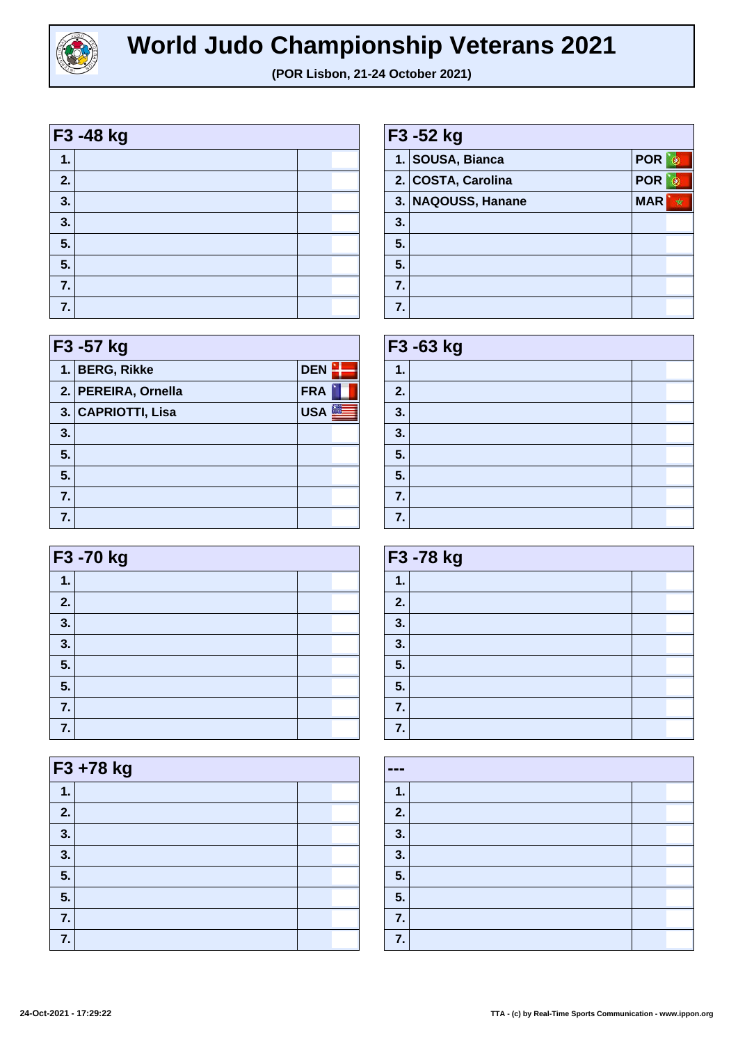# World Judo Championship Veterans 2021

**(POR Lisbon, 21-24 October 2021)**

| F3 -48 kg | | |
|---|---|---|
| 1. | | |
| 2. | | |
| 3. | | |
| 3. | | |
| 5. | | |
| 5. | | |
| 7. | | |
| 7. | | |

| F3 -52 kg | | |
|---|---|---|
| 1. | SOUSA, Bianca | POR |
| 2. | COSTA, Carolina | POR |
| 3. | NAQOUSS, Hanane | MAR |
| 3. | | |
| 5. | | |
| 5. | | |
| 7. | | |
| 7. | | |

| F3 -57 kg | | |
|---|---|---|
| 1. | BERG, Rikke | DEN |
| 2. | PEREIRA, Ornella | FRA |
| 3. | CAPRIOTTI, Lisa | USA |
| 3. | | |
| 5. | | |
| 5. | | |
| 7. | | |
| 7. | | |

| F3 -63 kg | | |
|---|---|---|
| 1. | | |
| 2. | | |
| 3. | | |
| 3. | | |
| 5. | | |
| 5. | | |
| 7. | | |
| 7. | | |

| F3 -70 kg | | |
|---|---|---|
| 1. | | |
| 2. | | |
| 3. | | |
| 3. | | |
| 5. | | |
| 5. | | |
| 7. | | |
| 7. | | |

| F3 -78 kg | | |
|---|---|---|
| 1. | | |
| 2. | | |
| 3. | | |
| 3. | | |
| 5. | | |
| 5. | | |
| 7. | | |
| 7. | | |

| F3 +78 kg | | |
|---|---|---|
| 1. | | |
| 2. | | |
| 3. | | |
| 3. | | |
| 5. | | |
| 5. | | |
| 7. | | |
| 7. | | |

| --- | | |
|---|---|---|
| 1. | | |
| 2. | | |
| 3. | | |
| 3. | | |
| 5. | | |
| 5. | | |
| 7. | | |
| 7. | | |

24-Oct-2021 - 17:29:22

TTA - (c) by Real-Time Sports Communication - www.ippon.org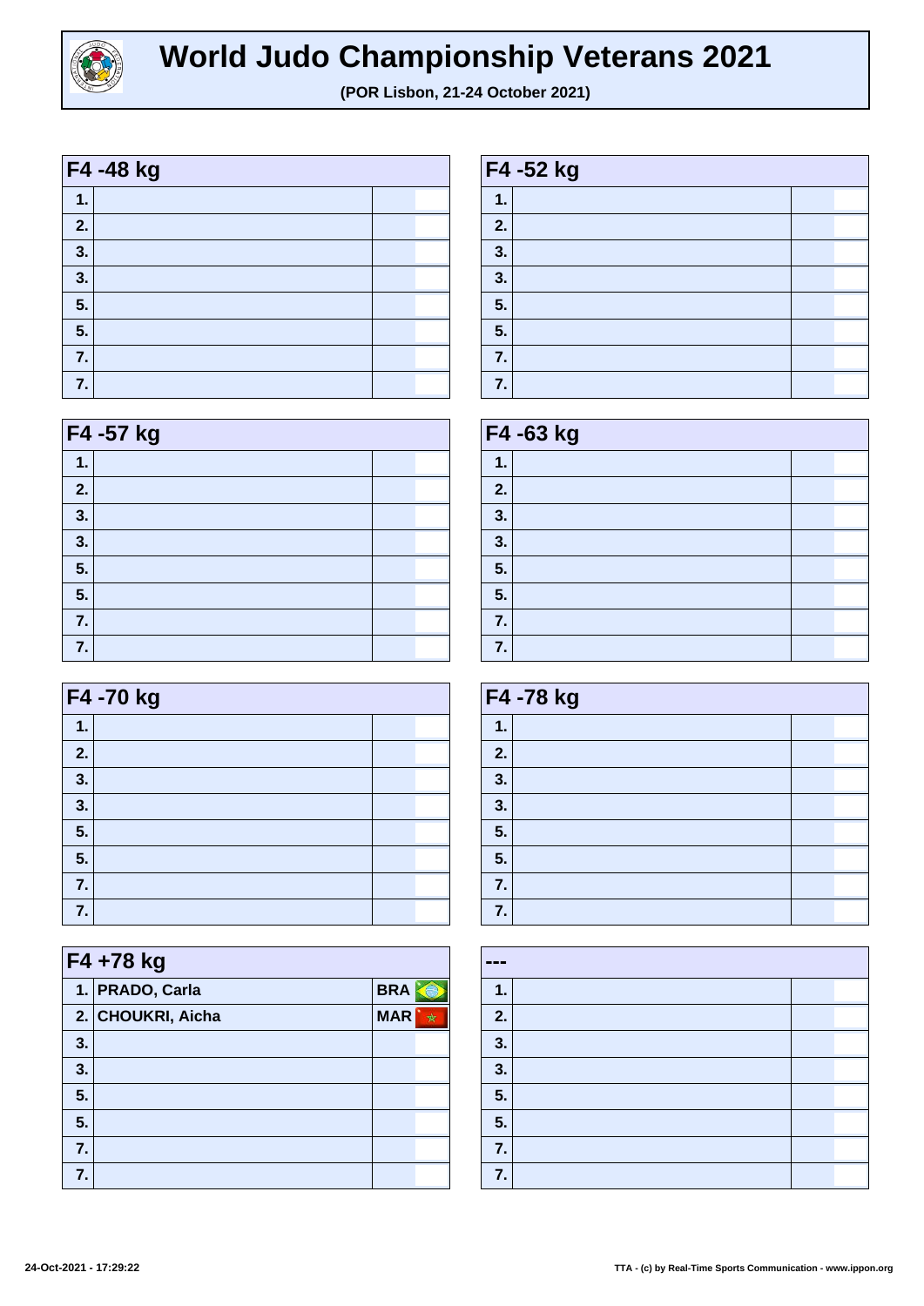# World Judo Championship Veterans 2021

**(POR Lisbon, 21-24 October 2021)**

| F4 -48 kg | | |
|---|---|---|
| 1. | | |
| 2. | | |
| 3. | | |
| 3. | | |
| 5. | | |
| 5. | | |
| 7. | | |
| 7. | | |

| F4 -52 kg | | |
|---|---|---|
| 1. | | |
| 2. | | |
| 3. | | |
| 3. | | |
| 5. | | |
| 5. | | |
| 7. | | |
| 7. | | |

| F4 -57 kg | | |
|---|---|---|
| 1. | | |
| 2. | | |
| 3. | | |
| 3. | | |
| 5. | | |
| 5. | | |
| 7. | | |
| 7. | | |

| F4 -63 kg | | |
|---|---|---|
| 1. | | |
| 2. | | |
| 3. | | |
| 3. | | |
| 5. | | |
| 5. | | |
| 7. | | |
| 7. | | |

| F4 -70 kg | | |
|---|---|---|
| 1. | | |
| 2. | | |
| 3. | | |
| 3. | | |
| 5. | | |
| 5. | | |
| 7. | | |
| 7. | | |

| F4 -78 kg | | |
|---|---|---|
| 1. | | |
| 2. | | |
| 3. | | |
| 3. | | |
| 5. | | |
| 5. | | |
| 7. | | |
| 7. | | |

| F4 +78 kg | | |
|---|---|---|
| 1. | PRADO, Carla | BRA |
| 2. | CHOUKRI, Aicha | MAR |
| 3. | | |
| 3. | | |
| 5. | | |
| 5. | | |
| 7. | | |
| 7. | | |

| --- | | |
|---|---|---|
| 1. | | |
| 2. | | |
| 3. | | |
| 3. | | |
| 5. | | |
| 5. | | |
| 7. | | |
| 7. | | |

24-Oct-2021 - 17:29:22

TTA - (c) by Real-Time Sports Communication - www.ippon.org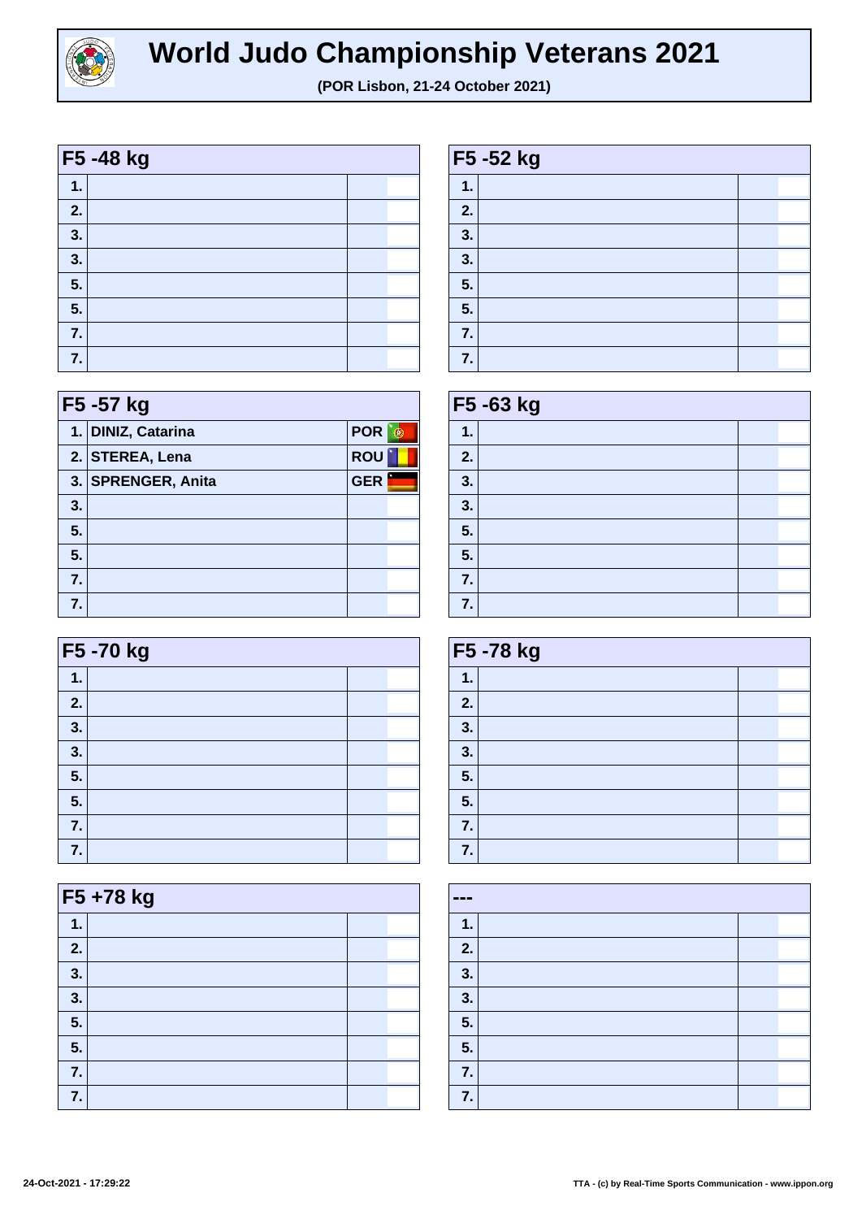# World Judo Championship Veterans 2021

**(POR Lisbon, 21-24 October 2021)**

## F5 -48 kg

| | | |
|---|---|---|
| 1. | | |
| 2. | | |
| 3. | | |
| 3. | | |
| 5. | | |
| 5. | | |
| 7. | | |
| 7. | | |

## F5 -52 kg

| | | |
|---|---|---|
| 1. | | |
| 2. | | |
| 3. | | |
| 3. | | |
| 5. | | |
| 5. | | |
| 7. | | |
| 7. | | |

## F5 -57 kg

| | | |
|---|---|---|
| 1. | DINIZ, Catarina | POR |
| 2. | STEREA, Lena | ROU |
| 3. | SPRENGER, Anita | GER |
| 3. | | |
| 5. | | |
| 5. | | |
| 7. | | |
| 7. | | |

## F5 -63 kg

| | | |
|---|---|---|
| 1. | | |
| 2. | | |
| 3. | | |
| 3. | | |
| 5. | | |
| 5. | | |
| 7. | | |
| 7. | | |

## F5 -70 kg

| | | |
|---|---|---|
| 1. | | |
| 2. | | |
| 3. | | |
| 3. | | |
| 5. | | |
| 5. | | |
| 7. | | |
| 7. | | |

## F5 -78 kg

| | | |
|---|---|---|
| 1. | | |
| 2. | | |
| 3. | | |
| 3. | | |
| 5. | | |
| 5. | | |
| 7. | | |
| 7. | | |

## F5 +78 kg

| | | |
|---|---|---|
| 1. | | |
| 2. | | |
| 3. | | |
| 3. | | |
| 5. | | |
| 5. | | |
| 7. | | |
| 7. | | |

## ---

| | | |
|---|---|---|
| 1. | | |
| 2. | | |
| 3. | | |
| 3. | | |
| 5. | | |
| 5. | | |
| 7. | | |
| 7. | | |

24-Oct-2021 - 17:29:22

TTA - (c) by Real-Time Sports Communication - www.ippon.org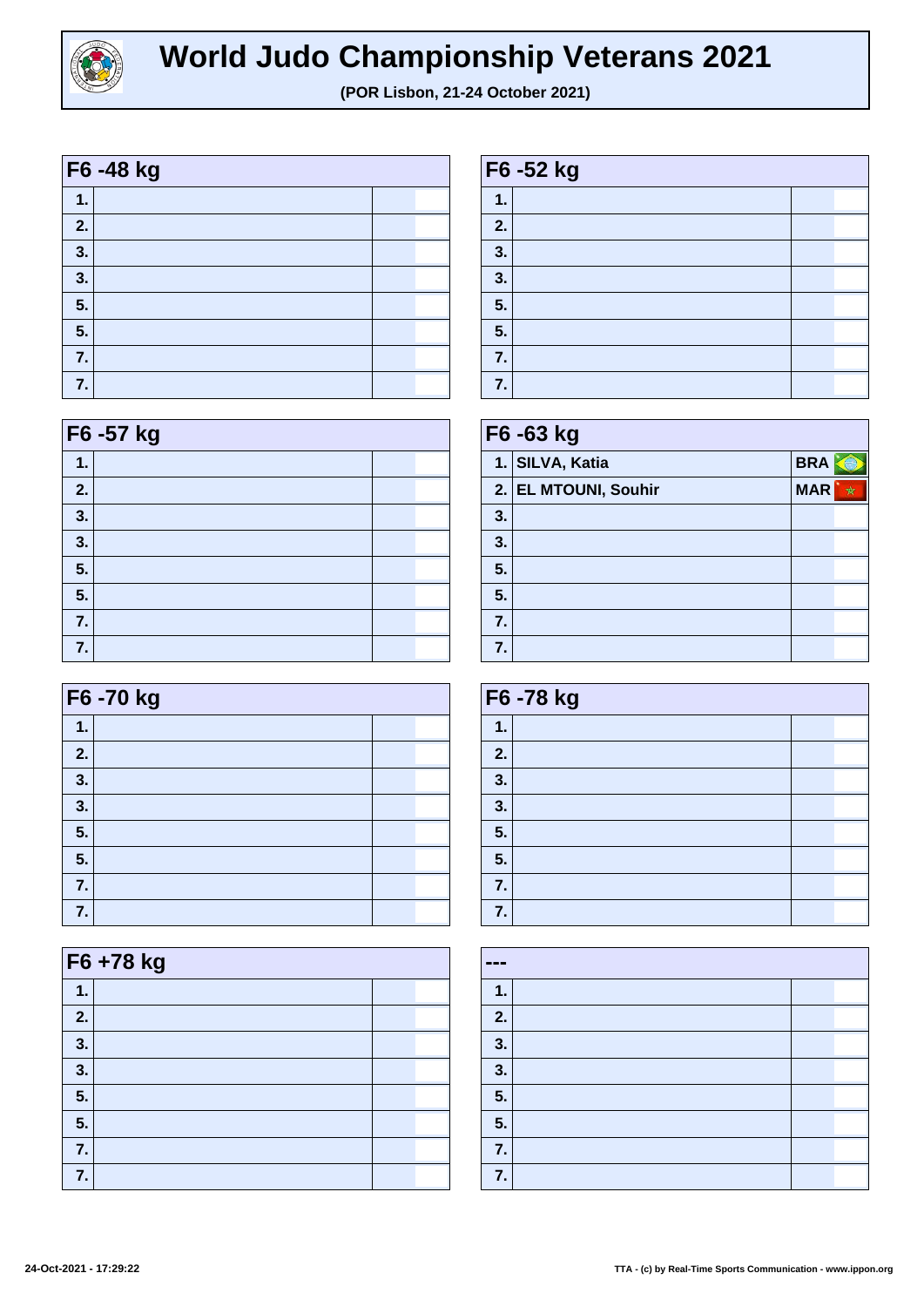# World Judo Championship Veterans 2021

**(POR Lisbon, 21-24 October 2021)**

| F6 -48 kg | | |
|---|---|---|
| 1. | | |
| 2. | | |
| 3. | | |
| 3. | | |
| 5. | | |
| 5. | | |
| 7. | | |
| 7. | | |

| F6 -52 kg | | |
|---|---|---|
| 1. | | |
| 2. | | |
| 3. | | |
| 3. | | |
| 5. | | |
| 5. | | |
| 7. | | |
| 7. | | |

| F6 -57 kg | | |
|---|---|---|
| 1. | | |
| 2. | | |
| 3. | | |
| 3. | | |
| 5. | | |
| 5. | | |
| 7. | | |
| 7. | | |

| F6 -63 kg | | |
|---|---|---|
| 1. | SILVA, Katia | BRA |
| 2. | EL MTOUNI, Souhir | MAR |
| 3. | | |
| 3. | | |
| 5. | | |
| 5. | | |
| 7. | | |
| 7. | | |

| F6 -70 kg | | |
|---|---|---|
| 1. | | |
| 2. | | |
| 3. | | |
| 3. | | |
| 5. | | |
| 5. | | |
| 7. | | |
| 7. | | |

| F6 -78 kg | | |
|---|---|---|
| 1. | | |
| 2. | | |
| 3. | | |
| 3. | | |
| 5. | | |
| 5. | | |
| 7. | | |
| 7. | | |

| F6 +78 kg | | |
|---|---|---|
| 1. | | |
| 2. | | |
| 3. | | |
| 3. | | |
| 5. | | |
| 5. | | |
| 7. | | |
| 7. | | |

| --- | | |
|---|---|---|
| 1. | | |
| 2. | | |
| 3. | | |
| 3. | | |
| 5. | | |
| 5. | | |
| 7. | | |
| 7. | | |

24-Oct-2021 - 17:29:22

TTA - (c) by Real-Time Sports Communication - www.ippon.org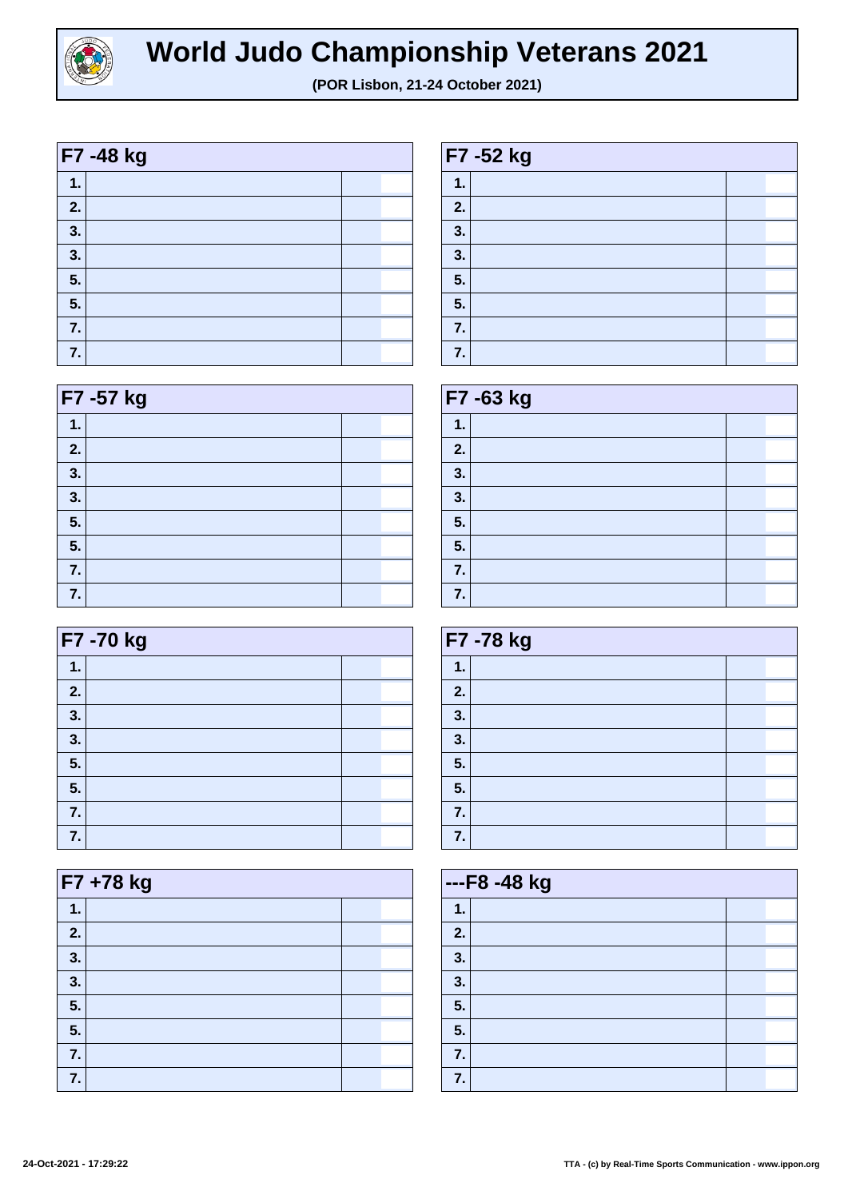# World Judo Championship Veterans 2021

**(POR Lisbon, 21-24 October 2021)**

| F7 -48 kg | | |
|---|---|---|
| 1. | | |
| 2. | | |
| 3. | | |
| 3. | | |
| 5. | | |
| 5. | | |
| 7. | | |
| 7. | | |

| F7 -52 kg | | |
|---|---|---|
| 1. | | |
| 2. | | |
| 3. | | |
| 3. | | |
| 5. | | |
| 5. | | |
| 7. | | |
| 7. | | |

| F7 -57 kg | | |
|---|---|---|
| 1. | | |
| 2. | | |
| 3. | | |
| 3. | | |
| 5. | | |
| 5. | | |
| 7. | | |
| 7. | | |

| F7 -63 kg | | |
|---|---|---|
| 1. | | |
| 2. | | |
| 3. | | |
| 3. | | |
| 5. | | |
| 5. | | |
| 7. | | |
| 7. | | |

| F7 -70 kg | | |
|---|---|---|
| 1. | | |
| 2. | | |
| 3. | | |
| 3. | | |
| 5. | | |
| 5. | | |
| 7. | | |
| 7. | | |

| F7 -78 kg | | |
|---|---|---|
| 1. | | |
| 2. | | |
| 3. | | |
| 3. | | |
| 5. | | |
| 5. | | |
| 7. | | |
| 7. | | |

| F7 +78 kg | | |
|---|---|---|
| 1. | | |
| 2. | | |
| 3. | | |
| 3. | | |
| 5. | | |
| 5. | | |
| 7. | | |
| 7. | | |

| ---F8 -48 kg | | |
|---|---|---|
| 1. | | |
| 2. | | |
| 3. | | |
| 3. | | |
| 5. | | |
| 5. | | |
| 7. | | |
| 7. | | |

24-Oct-2021 - 17:29:22

TTA - (c) by Real-Time Sports Communication - www.ippon.org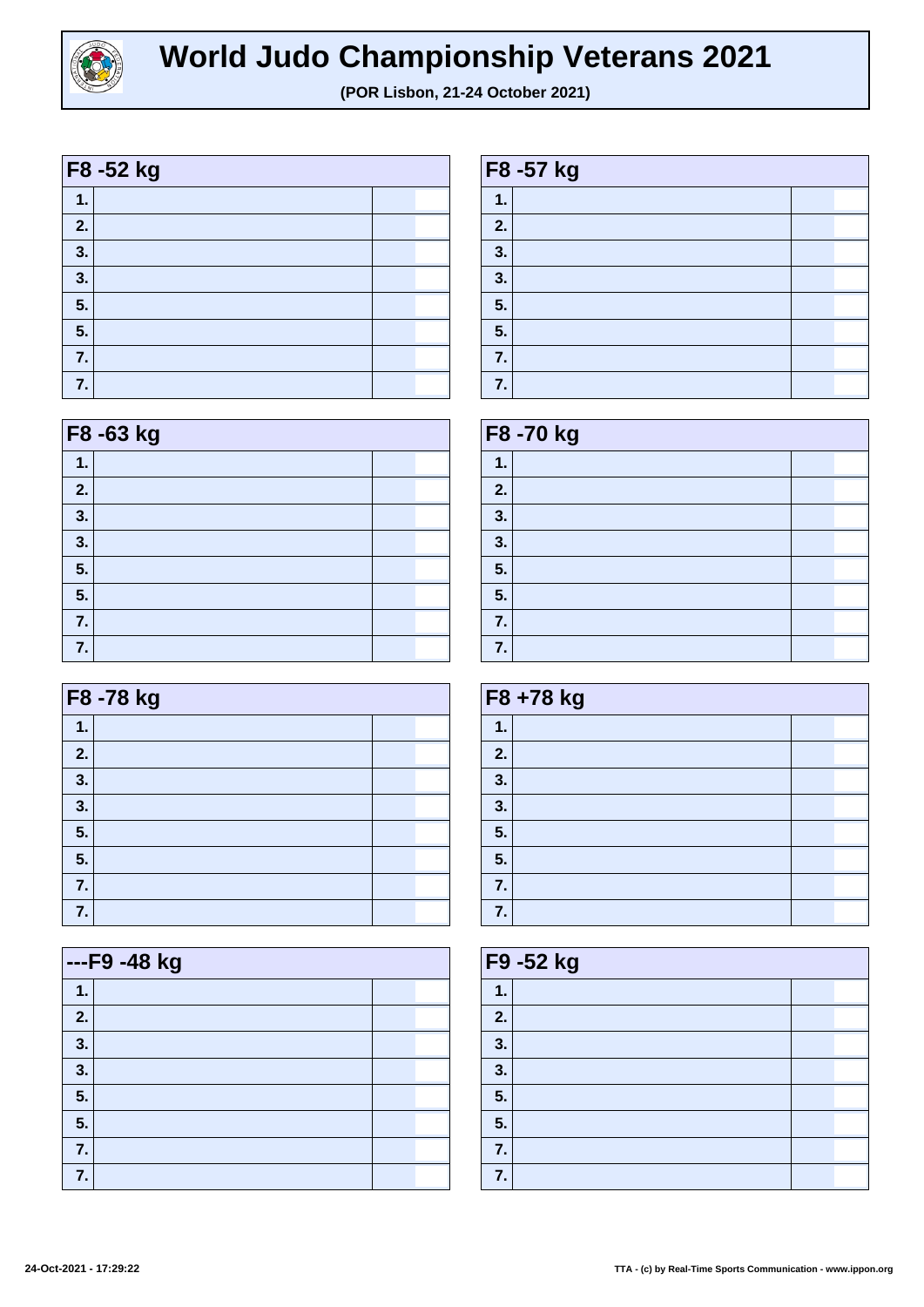# World Judo Championship Veterans 2021

**(POR Lisbon, 21-24 October 2021)**

| F8 -52 kg | | |
|---|---|---|
| 1. | | |
| 2. | | |
| 3. | | |
| 3. | | |
| 5. | | |
| 5. | | |
| 7. | | |
| 7. | | |

| F8 -57 kg | | |
|---|---|---|
| 1. | | |
| 2. | | |
| 3. | | |
| 3. | | |
| 5. | | |
| 5. | | |
| 7. | | |
| 7. | | |

| F8 -63 kg | | |
|---|---|---|
| 1. | | |
| 2. | | |
| 3. | | |
| 3. | | |
| 5. | | |
| 5. | | |
| 7. | | |
| 7. | | |

| F8 -70 kg | | |
|---|---|---|
| 1. | | |
| 2. | | |
| 3. | | |
| 3. | | |
| 5. | | |
| 5. | | |
| 7. | | |
| 7. | | |

| F8 -78 kg | | |
|---|---|---|
| 1. | | |
| 2. | | |
| 3. | | |
| 3. | | |
| 5. | | |
| 5. | | |
| 7. | | |
| 7. | | |

| F8 +78 kg | | |
|---|---|---|
| 1. | | |
| 2. | | |
| 3. | | |
| 3. | | |
| 5. | | |
| 5. | | |
| 7. | | |
| 7. | | |

| ---F9 -48 kg | | |
|---|---|---|
| 1. | | |
| 2. | | |
| 3. | | |
| 3. | | |
| 5. | | |
| 5. | | |
| 7. | | |
| 7. | | |

| F9 -52 kg | | |
|---|---|---|
| 1. | | |
| 2. | | |
| 3. | | |
| 3. | | |
| 5. | | |
| 5. | | |
| 7. | | |
| 7. | | |

24-Oct-2021 - 17:29:22

TTA - (c) by Real-Time Sports Communication - www.ippon.org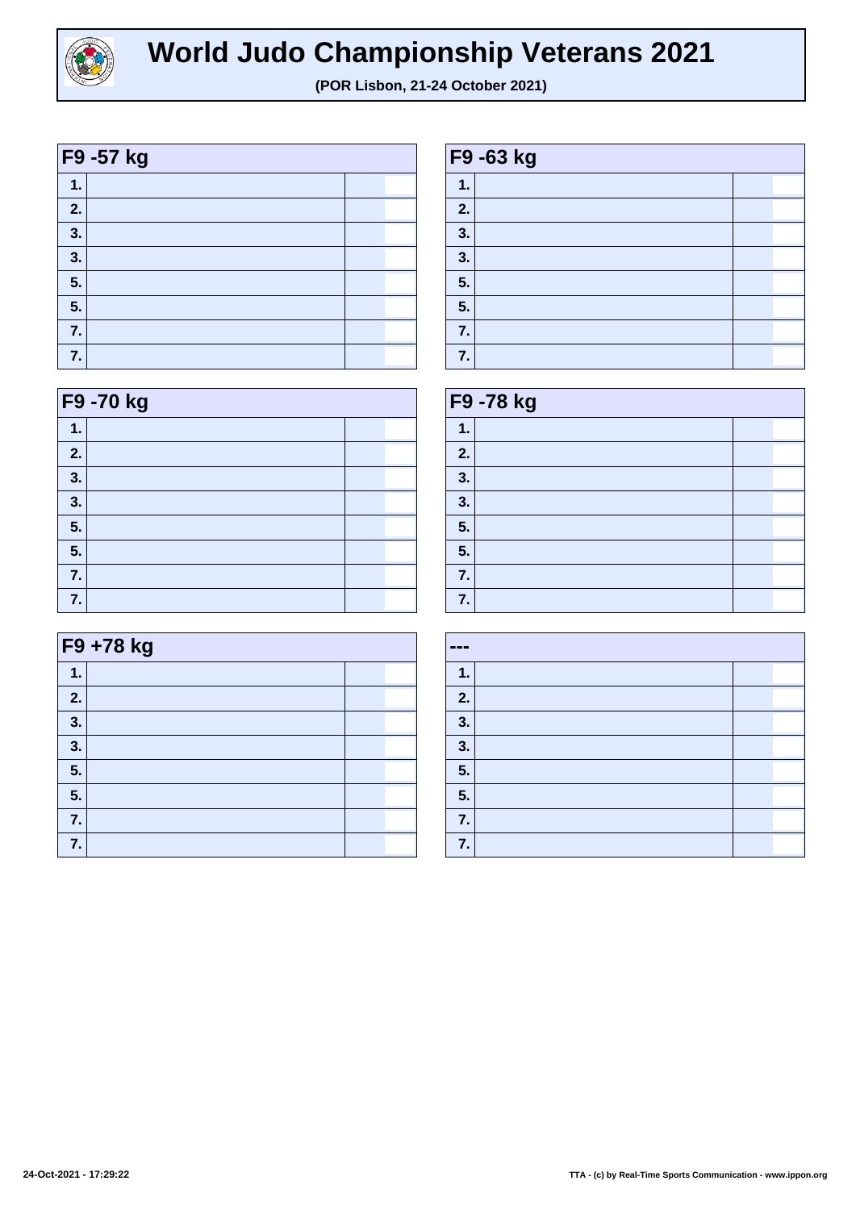# World Judo Championship Veterans 2021

**(POR Lisbon, 21-24 October 2021)**

| F9 -57 kg | | |
|---|---|---|
| 1. | | |
| 2. | | |
| 3. | | |
| 3. | | |
| 5. | | |
| 5. | | |
| 7. | | |
| 7. | | |

| F9 -63 kg | | |
|---|---|---|
| 1. | | |
| 2. | | |
| 3. | | |
| 3. | | |
| 5. | | |
| 5. | | |
| 7. | | |
| 7. | | |

| F9 -70 kg | | |
|---|---|---|
| 1. | | |
| 2. | | |
| 3. | | |
| 3. | | |
| 5. | | |
| 5. | | |
| 7. | | |
| 7. | | |

| F9 -78 kg | | |
|---|---|---|
| 1. | | |
| 2. | | |
| 3. | | |
| 3. | | |
| 5. | | |
| 5. | | |
| 7. | | |
| 7. | | |

| F9 +78 kg | | |
|---|---|---|
| 1. | | |
| 2. | | |
| 3. | | |
| 3. | | |
| 5. | | |
| 5. | | |
| 7. | | |
| 7. | | |

| --- | | |
|---|---|---|
| 1. | | |
| 2. | | |
| 3. | | |
| 3. | | |
| 5. | | |
| 5. | | |
| 7. | | |
| 7. | | |

24-Oct-2021 - 17:29:22

TTA - (c) by Real-Time Sports Communication - www.ippon.org